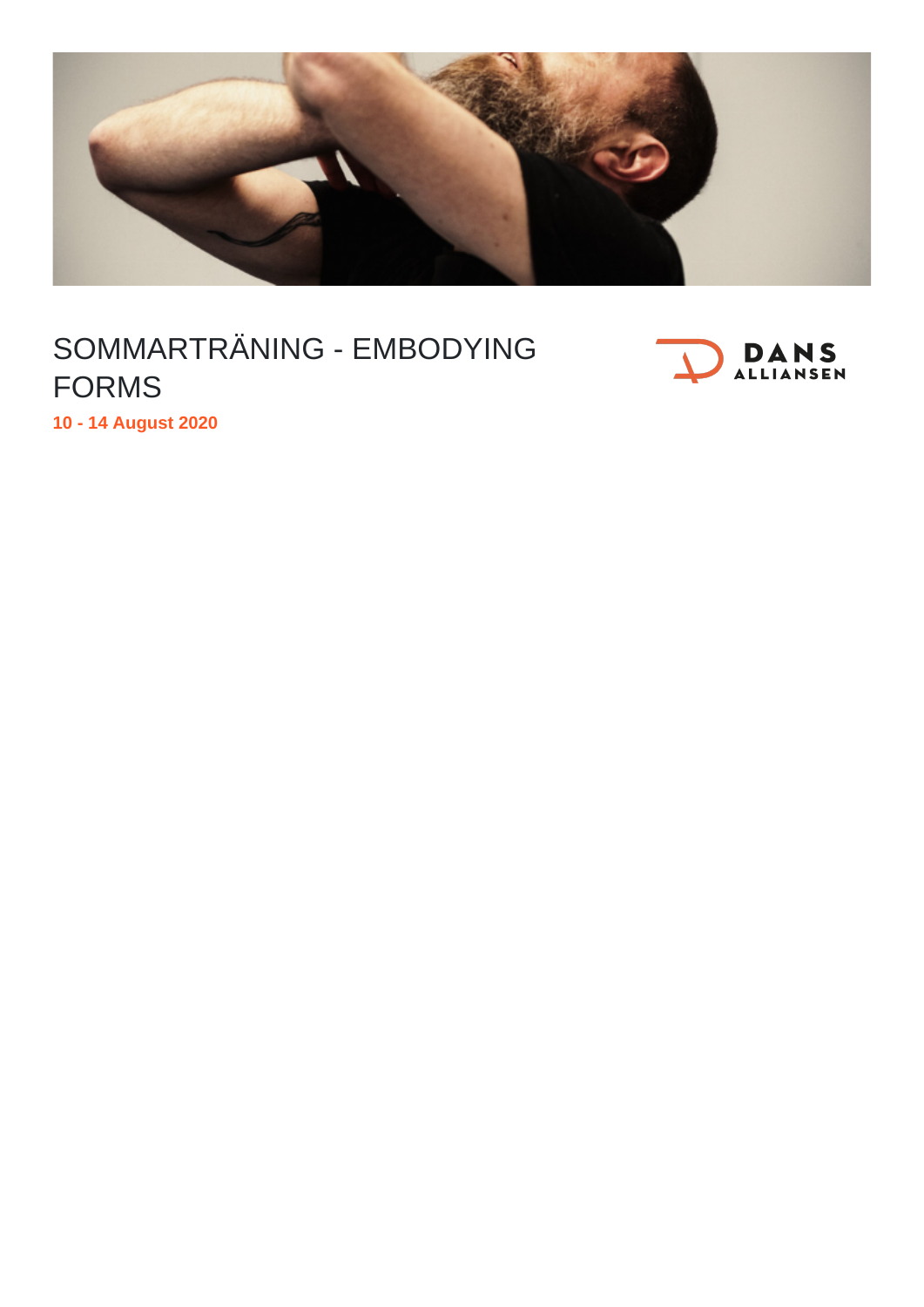# SOMMARTRÄNING - EMBODYING FORMS

**10 - 14 August 2020**

DANS ALLIANSEN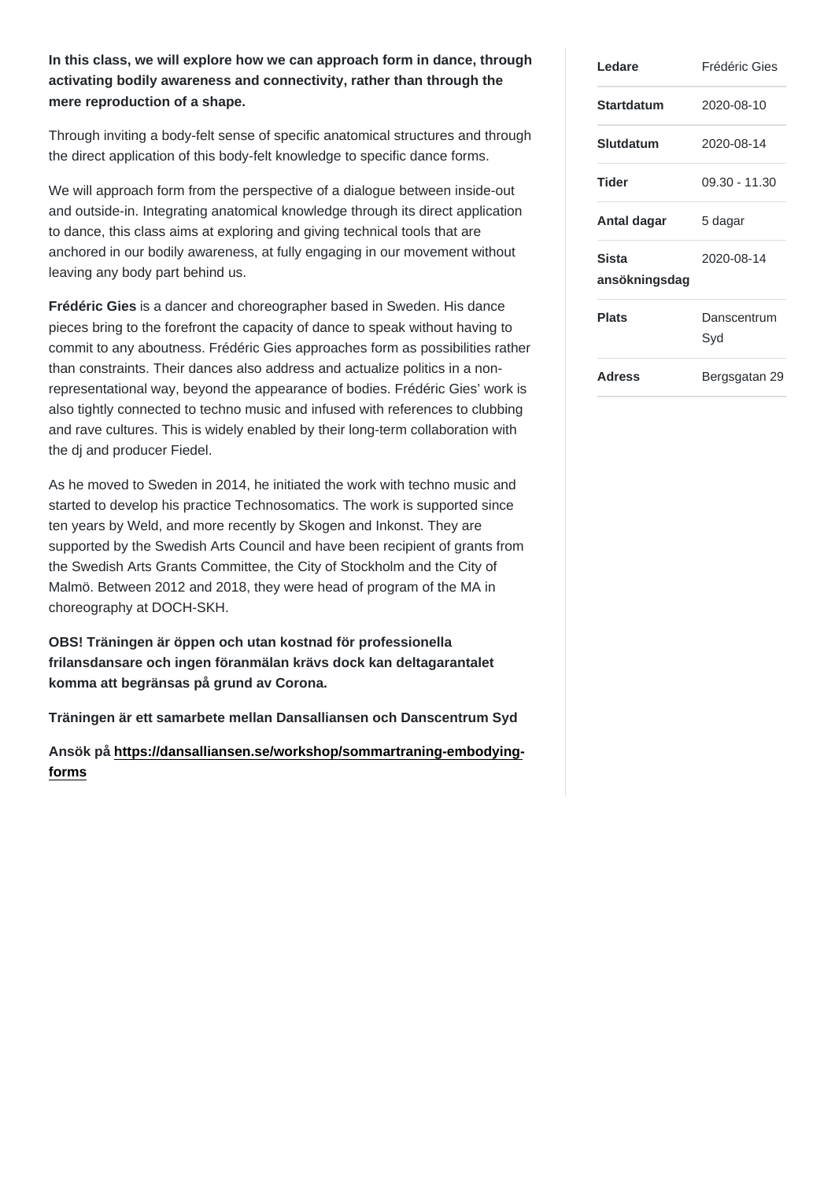**In this class, we will explore how we can approach form in dance, through activating bodily awareness and connectivity, rather than through the mere reproduction of a shape.**

Through inviting a body-felt sense of specific anatomical structures and through the direct application of this body-felt knowledge to specific dance forms.

We will approach form from the perspective of a dialogue between inside-out and outside-in. Integrating anatomical knowledge through its direct application to dance, this class aims at exploring and giving technical tools that are anchored in our bodily awareness, at fully engaging in our movement without leaving any body part behind us.

**Frédéric Gies** is a dancer and choreographer based in Sweden. His dance pieces bring to the forefront the capacity of dance to speak without having to commit to any aboutness. Frédéric Gies approaches form as possibilities rather than constraints. Their dances also address and actualize politics in a non-representational way, beyond the appearance of bodies. Frédéric Gies' work is also tightly connected to techno music and infused with references to clubbing and rave cultures. This is widely enabled by their long-term collaboration with the dj and producer Fiedel.

As he moved to Sweden in 2014, he initiated the work with techno music and started to develop his practice Technosomatics. The work is supported since ten years by Weld, and more recently by Skogen and Inkonst. They are supported by the Swedish Arts Council and have been recipient of grants from the Swedish Arts Grants Committee, the City of Stockholm and the City of Malmö. Between 2012 and 2018, they were head of program of the MA in choreography at DOCH-SKH.

**OBS! Träningen är öppen och utan kostnad för professionella frilansdansare och ingen föranmälan krävs dock kan deltagarantalet komma att begränsas på grund av Corona.**

**Träningen är ett samarbete mellan Dansalliansen och Danscentrum Syd**

**Ansök på https://dansalliansen.se/workshop/sommartraning-embodying-forms**

| | |
|---|---|
| **Ledare** | Frédéric Gies |
| **Startdatum** | 2020-08-10 |
| **Slutdatum** | 2020-08-14 |
| **Tider** | 09.30 - 11.30 |
| **Antal dagar** | 5 dagar |
| **Sista ansökningsdag** | 2020-08-14 |
| **Plats** | Danscentrum Syd |
| **Adress** | Bergsgatan 29 |